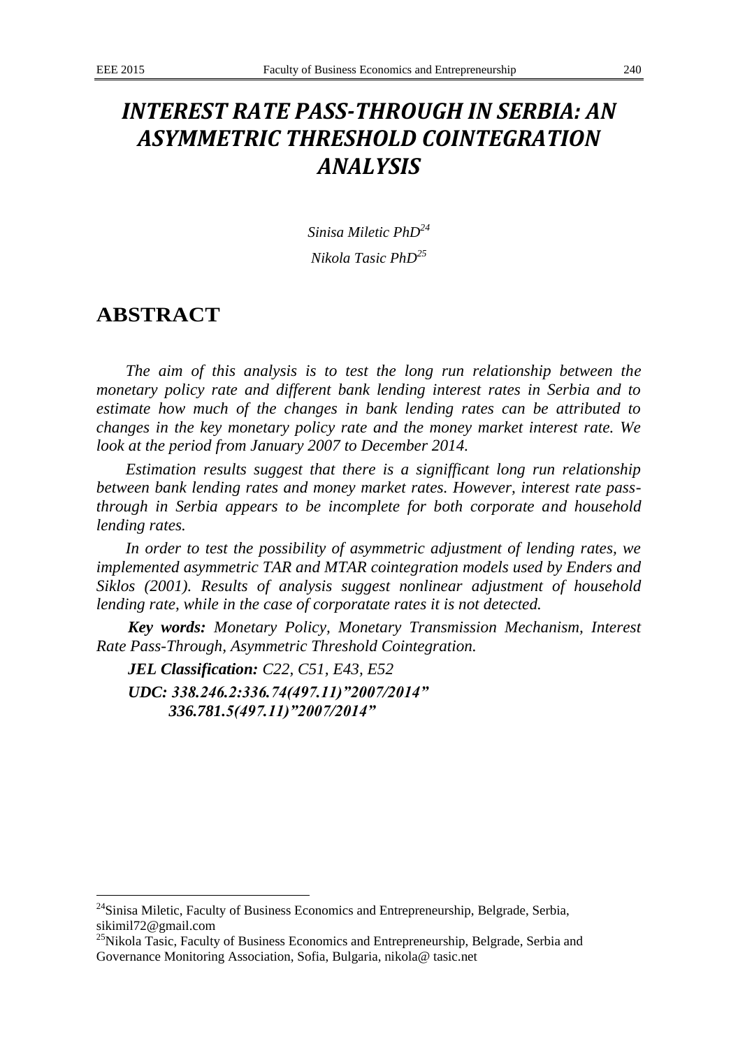# INTEREST RATE PASS-THROUGH IN SERBIA: AN ASYMMETRIC THRESHOLD COINTEGRATION ANALYSIS

*Sinisa Miletic PhD*[24]

*Nikola Tasic PhD*[25]

## ABSTRACT

*The aim of this analysis is to test the long run relationship between the monetary policy rate and different bank lending interest rates in Serbia and to estimate how much of the changes in bank lending rates can be attributed to changes in the key monetary policy rate and the money market interest rate. We look at the period from January 2007 to December 2014.*

*Estimation results suggest that there is a signifficant long run relationship between bank lending rates and money market rates. However, interest rate pass-through in Serbia appears to be incomplete for both corporate and household lending rates.*

*In order to test the possibility of asymmetric adjustment of lending rates, we implemented asymmetric TAR and MTAR cointegration models used by Enders and Siklos (2001). Results of analysis suggest nonlinear adjustment of household lending rate, while in the case of corporatate rates it is not detected.*

***Key words:*** *Monetary Policy, Monetary Transmission Mechanism, Interest Rate Pass-Through, Asymmetric Threshold Cointegration.*

***JEL Classification:*** *C22, C51, E43, E52*

***UDC: 338.246.2:336.74(497.11)"2007/2014"***
***336.781.5(497.11)"2007/2014"***

---

[24] Sinisa Miletic, Faculty of Business Economics and Entrepreneurship, Belgrade, Serbia, sikimil72@gmail.com

[25] Nikola Tasic, Faculty of Business Economics and Entrepreneurship, Belgrade, Serbia and Governance Monitoring Association, Sofia, Bulgaria, nikola@ tasic.net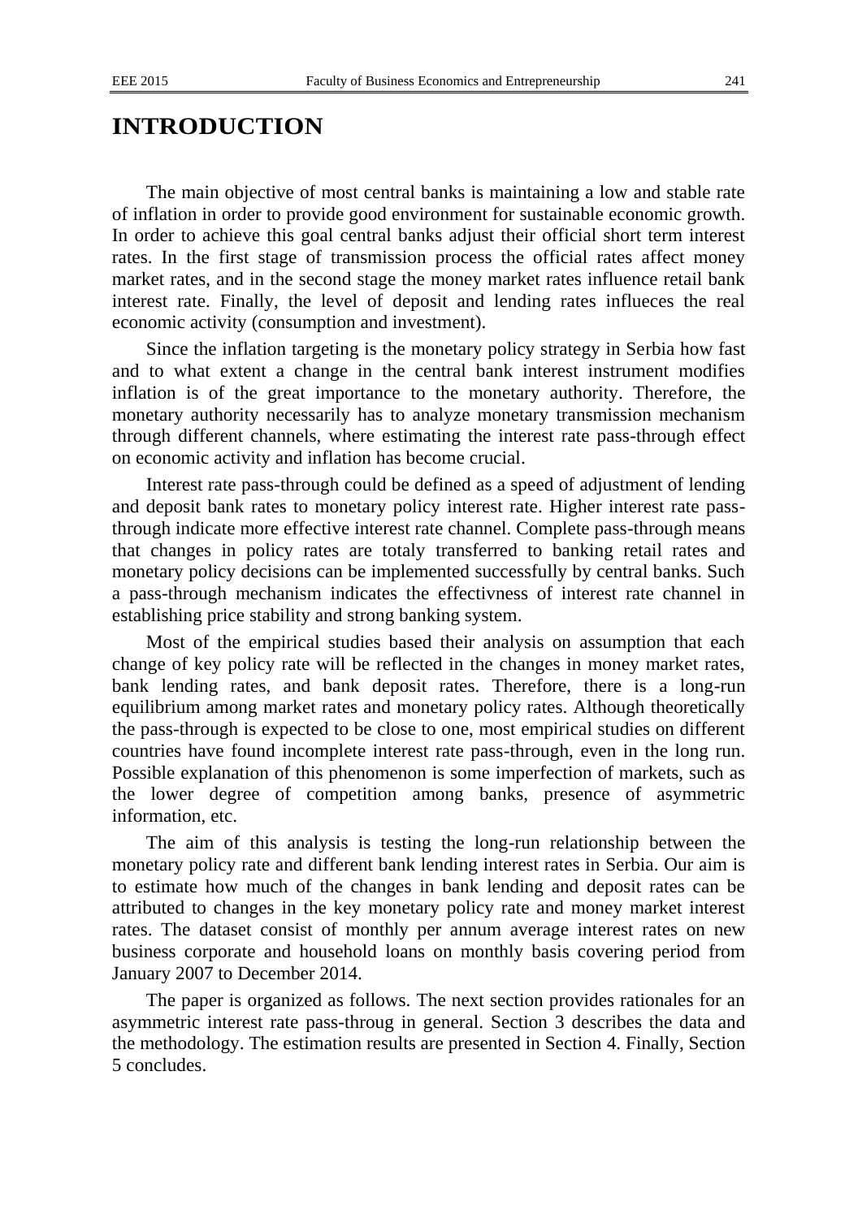# INTRODUCTION

The main objective of most central banks is maintaining a low and stable rate of inflation in order to provide good environment for sustainable economic growth. In order to achieve this goal central banks adjust their official short term interest rates. In the first stage of transmission process the official rates affect money market rates, and in the second stage the money market rates influence retail bank interest rate. Finally, the level of deposit and lending rates influeces the real economic activity (consumption and investment).

Since the inflation targeting is the monetary policy strategy in Serbia how fast and to what extent a change in the central bank interest instrument modifies inflation is of the great importance to the monetary authority. Therefore, the monetary authority necessarily has to analyze monetary transmission mechanism through different channels, where estimating the interest rate pass-through effect on economic activity and inflation has become crucial.

Interest rate pass-through could be defined as a speed of adjustment of lending and deposit bank rates to monetary policy interest rate. Higher interest rate pass-through indicate more effective interest rate channel. Complete pass-through means that changes in policy rates are totaly transferred to banking retail rates and monetary policy decisions can be implemented successfully by central banks. Such a pass-through mechanism indicates the effectivness of interest rate channel in establishing price stability and strong banking system.

Most of the empirical studies based their analysis on assumption that each change of key policy rate will be reflected in the changes in money market rates, bank lending rates, and bank deposit rates. Therefore, there is a long-run equilibrium among market rates and monetary policy rates. Although theoretically the pass-through is expected to be close to one, most empirical studies on different countries have found incomplete interest rate pass-through, even in the long run. Possible explanation of this phenomenon is some imperfection of markets, such as the lower degree of competition among banks, presence of asymmetric information, etc.

The aim of this analysis is testing the long-run relationship between the monetary policy rate and different bank lending interest rates in Serbia. Our aim is to estimate how much of the changes in bank lending and deposit rates can be attributed to changes in the key monetary policy rate and money market interest rates. The dataset consist of monthly per annum average interest rates on new business corporate and household loans on monthly basis covering period from January 2007 to December 2014.

The paper is organized as follows. The next section provides rationales for an asymmetric interest rate pass-throug in general. Section 3 describes the data and the methodology. The estimation results are presented in Section 4. Finally, Section 5 concludes.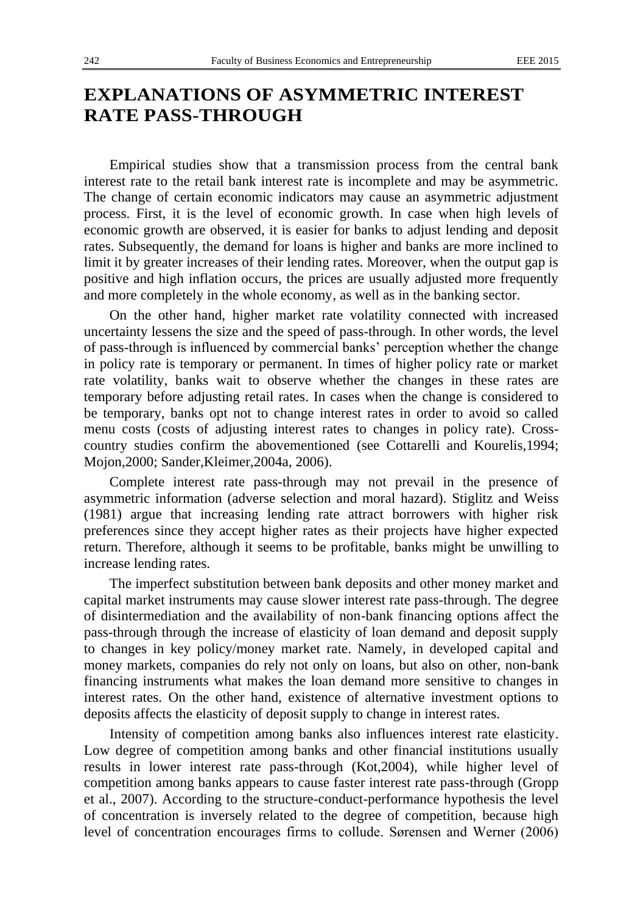# EXPLANATIONS OF ASYMMETRIC INTEREST RATE PASS-THROUGH

Empirical studies show that a transmission process from the central bank interest rate to the retail bank interest rate is incomplete and may be asymmetric. The change of certain economic indicators may cause an asymmetric adjustment process. First, it is the level of economic growth. In case when high levels of economic growth are observed, it is easier for banks to adjust lending and deposit rates. Subsequently, the demand for loans is higher and banks are more inclined to limit it by greater increases of their lending rates. Moreover, when the output gap is positive and high inflation occurs, the prices are usually adjusted more frequently and more completely in the whole economy, as well as in the banking sector.

On the other hand, higher market rate volatility connected with increased uncertainty lessens the size and the speed of pass-through. In other words, the level of pass-through is influenced by commercial banks' perception whether the change in policy rate is temporary or permanent. In times of higher policy rate or market rate volatility, banks wait to observe whether the changes in these rates are temporary before adjusting retail rates. In cases when the change is considered to be temporary, banks opt not to change interest rates in order to avoid so called menu costs (costs of adjusting interest rates to changes in policy rate). Cross-country studies confirm the abovementioned (see Cottarelli and Kourelis,1994; Mojon,2000; Sander,Kleimer,2004a, 2006).

Complete interest rate pass-through may not prevail in the presence of asymmetric information (adverse selection and moral hazard). Stiglitz and Weiss (1981) argue that increasing lending rate attract borrowers with higher risk preferences since they accept higher rates as their projects have higher expected return. Therefore, although it seems to be profitable, banks might be unwilling to increase lending rates.

The imperfect substitution between bank deposits and other money market and capital market instruments may cause slower interest rate pass-through. The degree of disintermediation and the availability of non-bank financing options affect the pass-through through the increase of elasticity of loan demand and deposit supply to changes in key policy/money market rate. Namely, in developed capital and money markets, companies do rely not only on loans, but also on other, non-bank financing instruments what makes the loan demand more sensitive to changes in interest rates. On the other hand, existence of alternative investment options to deposits affects the elasticity of deposit supply to change in interest rates.

Intensity of competition among banks also influences interest rate elasticity. Low degree of competition among banks and other financial institutions usually results in lower interest rate pass-through (Kot,2004), while higher level of competition among banks appears to cause faster interest rate pass-through (Gropp et al., 2007). According to the structure-conduct-performance hypothesis the level of concentration is inversely related to the degree of competition, because high level of concentration encourages firms to collude. Sørensen and Werner (2006)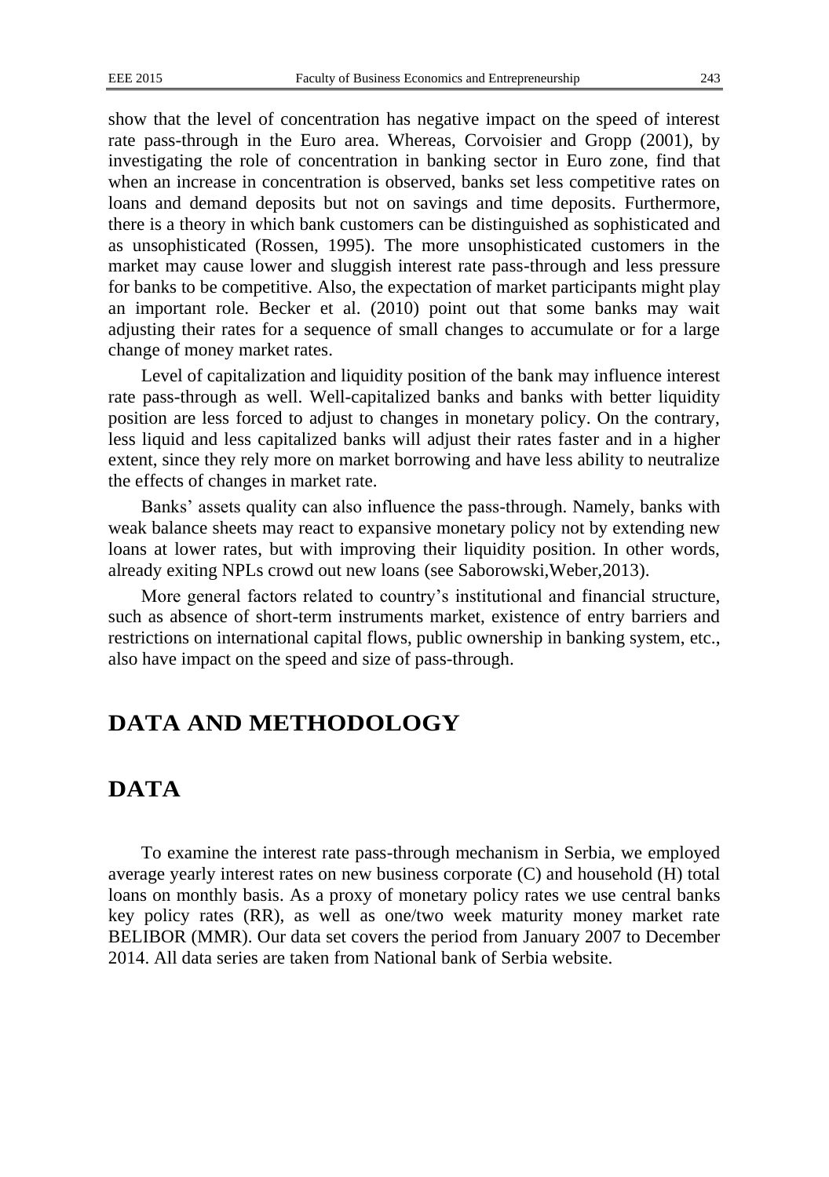show that the level of concentration has negative impact on the speed of interest rate pass-through in the Euro area. Whereas, Corvoisier and Gropp (2001), by investigating the role of concentration in banking sector in Euro zone, find that when an increase in concentration is observed, banks set less competitive rates on loans and demand deposits but not on savings and time deposits. Furthermore, there is a theory in which bank customers can be distinguished as sophisticated and as unsophisticated (Rossen, 1995). The more unsophisticated customers in the market may cause lower and sluggish interest rate pass-through and less pressure for banks to be competitive. Also, the expectation of market participants might play an important role. Becker et al. (2010) point out that some banks may wait adjusting their rates for a sequence of small changes to accumulate or for a large change of money market rates.

Level of capitalization and liquidity position of the bank may influence interest rate pass-through as well. Well-capitalized banks and banks with better liquidity position are less forced to adjust to changes in monetary policy. On the contrary, less liquid and less capitalized banks will adjust their rates faster and in a higher extent, since they rely more on market borrowing and have less ability to neutralize the effects of changes in market rate.

Banks' assets quality can also influence the pass-through. Namely, banks with weak balance sheets may react to expansive monetary policy not by extending new loans at lower rates, but with improving their liquidity position. In other words, already exiting NPLs crowd out new loans (see Saborowski,Weber,2013).

More general factors related to country's institutional and financial structure, such as absence of short-term instruments market, existence of entry barriers and restrictions on international capital flows, public ownership in banking system, etc., also have impact on the speed and size of pass-through.

# DATA AND METHODOLOGY

## DATA

To examine the interest rate pass-through mechanism in Serbia, we employed average yearly interest rates on new business corporate (C) and household (H) total loans on monthly basis. As a proxy of monetary policy rates we use central banks key policy rates (RR), as well as one/two week maturity money market rate BELIBOR (MMR). Our data set covers the period from January 2007 to December 2014. All data series are taken from National bank of Serbia website.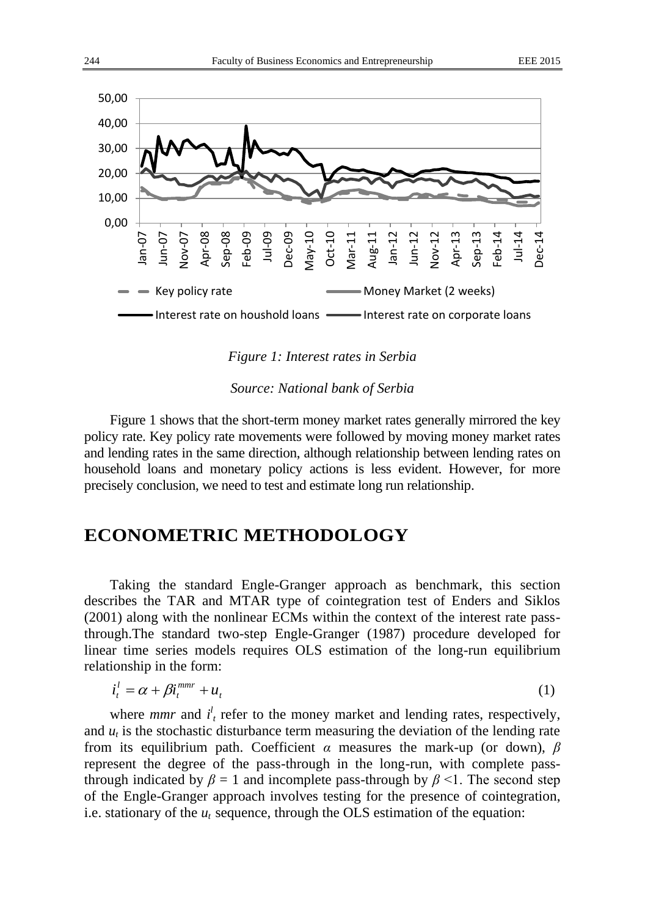*Figure 1: Interest rates in Serbia*

*Source: National bank of Serbia*

Figure 1 shows that the short-term money market rates generally mirrored the key policy rate. Key policy rate movements were followed by moving money market rates and lending rates in the same direction, although relationship between lending rates on household loans and monetary policy actions is less evident. However, for more precisely conclusion, we need to test and estimate long run relationship.

# ECONOMETRIC METHODOLOGY

Taking the standard Engle-Granger approach as benchmark, this section describes the TAR and MTAR type of cointegration test of Enders and Siklos (2001) along with the nonlinear ECMs within the context of the interest rate pass-through.The standard two-step Engle-Granger (1987) procedure developed for linear time series models requires OLS estimation of the long-run equilibrium relationship in the form:

$$i_t^l = \alpha + \beta i_t^{mmr} + u_t \tag{1}$$

where *mmr* and $i^l_t$ refer to the money market and lending rates, respectively, and $u_t$ is the stochastic disturbance term measuring the deviation of the lending rate from its equilibrium path. Coefficient $\alpha$ measures the mark-up (or down), $\beta$ represent the degree of the pass-through in the long-run, with complete pass-through indicated by $\beta = 1$ and incomplete pass-through by $\beta < 1$. The second step of the Engle-Granger approach involves testing for the presence of cointegration, i.e. stationary of the $u_t$ sequence, through the OLS estimation of the equation: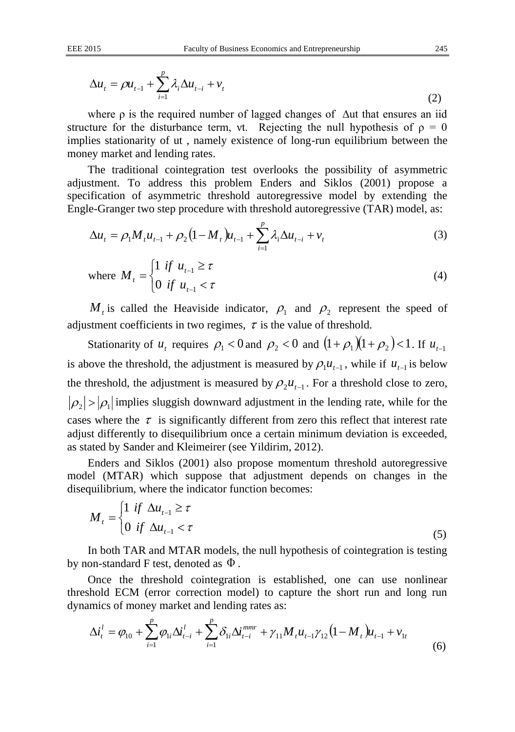$$\Delta u_t = \rho u_{t-1} + \sum_{i=1}^{p} \lambda_i \Delta u_{t-i} + v_t \tag{2}$$

where ρ is the required number of lagged changes of Δut that ensures an iid structure for the disturbance term, νt. Rejecting the null hypothesis of ρ = 0 implies stationarity of ut , namely existence of long-run equilibrium between the money market and lending rates.

The traditional cointegration test overlooks the possibility of asymmetric adjustment. To address this problem Enders and Siklos (2001) propose a specification of asymmetric threshold autoregressive model by extending the Engle-Granger two step procedure with threshold autoregressive (TAR) model, as:

$$\Delta u_t = \rho_1 M_t u_{t-1} + \rho_2 (1 - M_t) u_{t-1} + \sum_{i=1}^{p} \lambda_i \Delta u_{t-i} + v_t \tag{3}$$

$$\text{where } M_t = \begin{cases} 1 \ \text{if} \ u_{t-1} \geq \tau \\ 0 \ \text{if} \ u_{t-1} < \tau \end{cases} \tag{4}$$

$M_t$ is called the Heaviside indicator, $\rho_1$ and $\rho_2$ represent the speed of adjustment coefficients in two regimes, $\tau$ is the value of threshold.

Stationarity of $u_t$ requires $\rho_1 < 0$ and $\rho_2 < 0$ and $(1+\rho_1)(1+\rho_2) < 1$. If $u_{t-1}$ is above the threshold, the adjustment is measured by $\rho_1 u_{t-1}$, while if $u_{t-1}$ is below the threshold, the adjustment is measured by $\rho_2 u_{t-1}$. For a threshold close to zero, $|\rho_2| > |\rho_1|$ implies sluggish downward adjustment in the lending rate, while for the cases where the $\tau$ is significantly different from zero this reflect that interest rate adjust differently to disequilibrium once a certain minimum deviation is exceeded, as stated by Sander and Kleimeirer (see Yildirim, 2012).

Enders and Siklos (2001) also propose momentum threshold autoregressive model (MTAR) which suppose that adjustment depends on changes in the disequilibrium, where the indicator function becomes:

$$M_t = \begin{cases} 1 \ \text{if} \ \Delta u_{t-1} \geq \tau \\ 0 \ \text{if} \ \Delta u_{t-1} < \tau \end{cases} \tag{5}$$

In both TAR and MTAR models, the null hypothesis of cointegration is testing by non-standard F test, denoted as $\Phi$.

Once the threshold cointegration is established, one can use nonlinear threshold ECM (error correction model) to capture the short run and long run dynamics of money market and lending rates as:

$$\Delta i_t^l = \varphi_{10} + \sum_{i=1}^{p} \varphi_{1i} \Delta i_{t-i}^l + \sum_{i=1}^{p} \delta_{1i} \Delta i_{t-i}^{mmr} + \gamma_{11} M_t u_{t-1} \gamma_{12} (1 - M_t) u_{t-1} + v_{1t} \tag{6}$$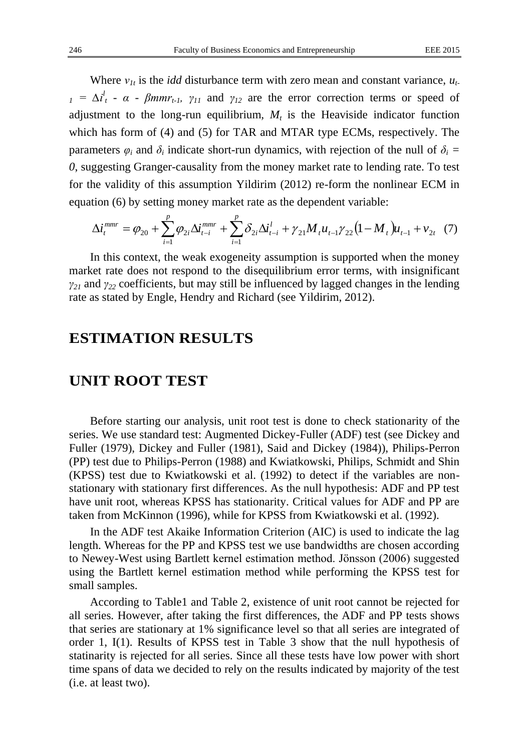Where $v_{1t}$ is the *idd* disturbance term with zero mean and constant variance, $u_{t-1} = \Delta i^l_t - \alpha - \beta mmr_{t-1}$, $\gamma_{11}$ and $\gamma_{12}$ are the error correction terms or speed of adjustment to the long-run equilibrium, $M_t$ is the Heaviside indicator function which has form of (4) and (5) for TAR and MTAR type ECMs, respectively. The parameters $\varphi_i$ and $\delta_i$ indicate short-run dynamics, with rejection of the null of $\delta_i = 0$, suggesting Granger-causality from the money market rate to lending rate. To test for the validity of this assumption Yildirim (2012) re-form the nonlinear ECM in equation (6) by setting money market rate as the dependent variable:

$$\Delta i_t^{mmr} = \varphi_{20} + \sum_{i=1}^{p} \varphi_{2i} \Delta i_{t-i}^{mmr} + \sum_{i=1}^{p} \delta_{2i} \Delta i_{t-i}^{l} + \gamma_{21} M_t u_{t-1} \gamma_{22} (1 - M_t) u_{t-1} + v_{2t} \quad (7)$$

In this context, the weak exogeneity assumption is supported when the money market rate does not respond to the disequilibrium error terms, with insignificant $\gamma_{21}$ and $\gamma_{22}$ coefficients, but may still be influenced by lagged changes in the lending rate as stated by Engle, Hendry and Richard (see Yildirim, 2012).

# ESTIMATION RESULTS

## UNIT ROOT TEST

Before starting our analysis, unit root test is done to check stationarity of the series. We use standard test: Augmented Dickey-Fuller (ADF) test (see Dickey and Fuller (1979), Dickey and Fuller (1981), Said and Dickey (1984)), Philips-Perron (PP) test due to Philips-Perron (1988) and Kwiatkowski, Philips, Schmidt and Shin (KPSS) test due to Kwiatkowski et al. (1992) to detect if the variables are non-stationary with stationary first differences. As the null hypothesis: ADF and PP test have unit root, whereas KPSS has stationarity. Critical values for ADF and PP are taken from McKinnon (1996), while for KPSS from Kwiatkowski et al. (1992).

In the ADF test Akaike Information Criterion (AIC) is used to indicate the lag length. Whereas for the PP and KPSS test we use bandwidths are chosen according to Newey-West using Bartlett kernel estimation method. Jönsson (2006) suggested using the Bartlett kernel estimation method while performing the KPSS test for small samples.

According to Table1 and Table 2, existence of unit root cannot be rejected for all series. However, after taking the first differences, the ADF and PP tests shows that series are stationary at 1% significance level so that all series are integrated of order 1, I(1). Results of KPSS test in Table 3 show that the null hypothesis of statinarity is rejected for all series. Since all these tests have low power with short time spans of data we decided to rely on the results indicated by majority of the test (i.e. at least two).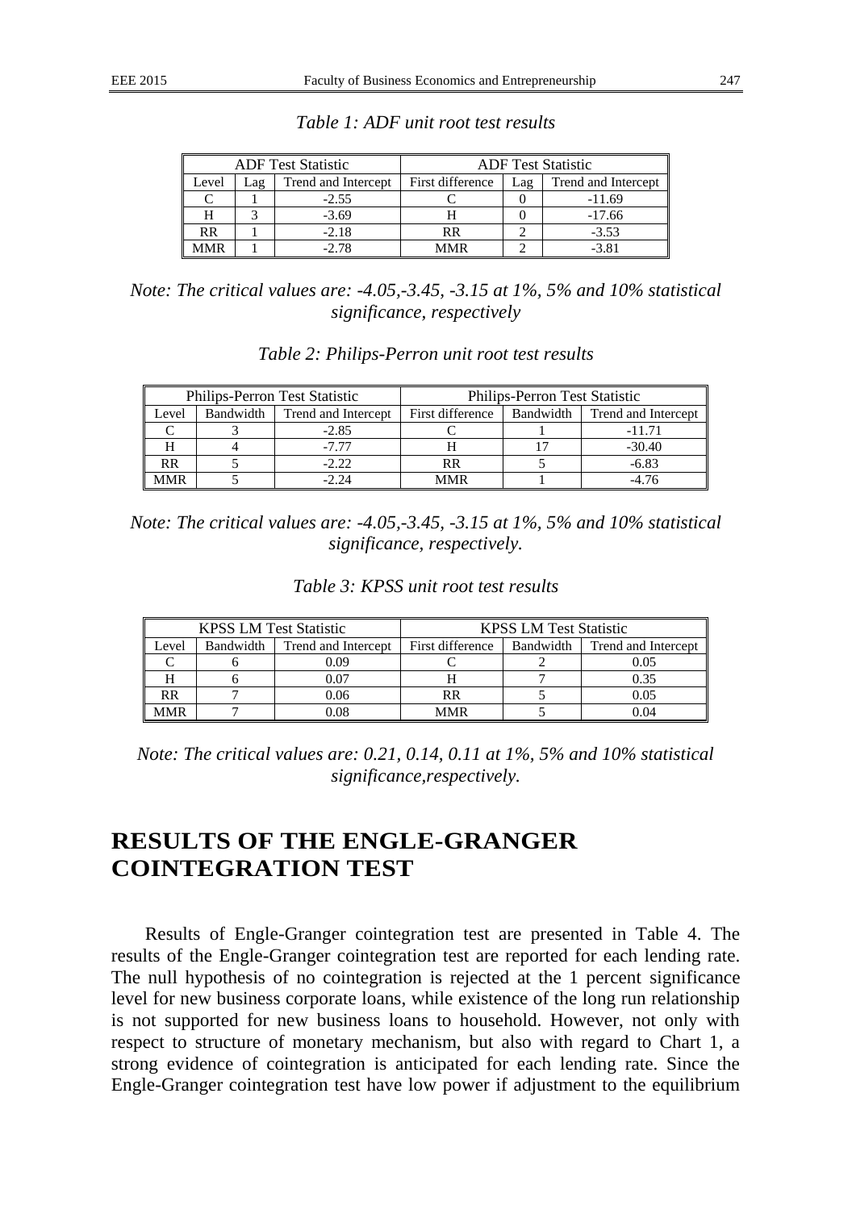*Table 1: ADF unit root test results*

| ADF Test Statistic | | | ADF Test Statistic | | |
|---|---|---|---|---|---|
| Level | Lag | Trend and Intercept | First difference | Lag | Trend and Intercept |
| C | 1 | -2.55 | C | 0 | -11.69 |
| H | 3 | -3.69 | H | 0 | -17.66 |
| RR | 1 | -2.18 | RR | 2 | -3.53 |
| MMR | 1 | -2.78 | MMR | 2 | -3.81 |

*Note: The critical values are: -4.05,-3.45, -3.15 at 1%, 5% and 10% statistical significance, respectively*

*Table 2: Philips-Perron unit root test results*

| Philips-Perron Test Statistic | | | Philips-Perron Test Statistic | | |
|---|---|---|---|---|---|
| Level | Bandwidth | Trend and Intercept | First difference | Bandwidth | Trend and Intercept |
| C | 3 | -2.85 | C | 1 | -11.71 |
| H | 4 | -7.77 | H | 17 | -30.40 |
| RR | 5 | -2.22 | RR | 5 | -6.83 |
| MMR | 5 | -2.24 | MMR | 1 | -4.76 |

*Note: The critical values are: -4.05,-3.45, -3.15 at 1%, 5% and 10% statistical significance, respectively.*

*Table 3: KPSS unit root test results*

| KPSS LM Test Statistic | | | KPSS LM Test Statistic | | |
|---|---|---|---|---|---|
| Level | Bandwidth | Trend and Intercept | First difference | Bandwidth | Trend and Intercept |
| C | 6 | 0.09 | C | 2 | 0.05 |
| H | 6 | 0.07 | H | 7 | 0.35 |
| RR | 7 | 0.06 | RR | 5 | 0.05 |
| MMR | 7 | 0.08 | MMR | 5 | 0.04 |

*Note: The critical values are: 0.21, 0.14, 0.11 at 1%, 5% and 10% statistical significance,respectively.*

## RESULTS OF THE ENGLE-GRANGER COINTEGRATION TEST

Results of Engle-Granger cointegration test are presented in Table 4. The results of the Engle-Granger cointegration test are reported for each lending rate. The null hypothesis of no cointegration is rejected at the 1 percent significance level for new business corporate loans, while existence of the long run relationship is not supported for new business loans to household. However, not only with respect to structure of monetary mechanism, but also with regard to Chart 1, a strong evidence of cointegration is anticipated for each lending rate. Since the Engle-Granger cointegration test have low power if adjustment to the equilibrium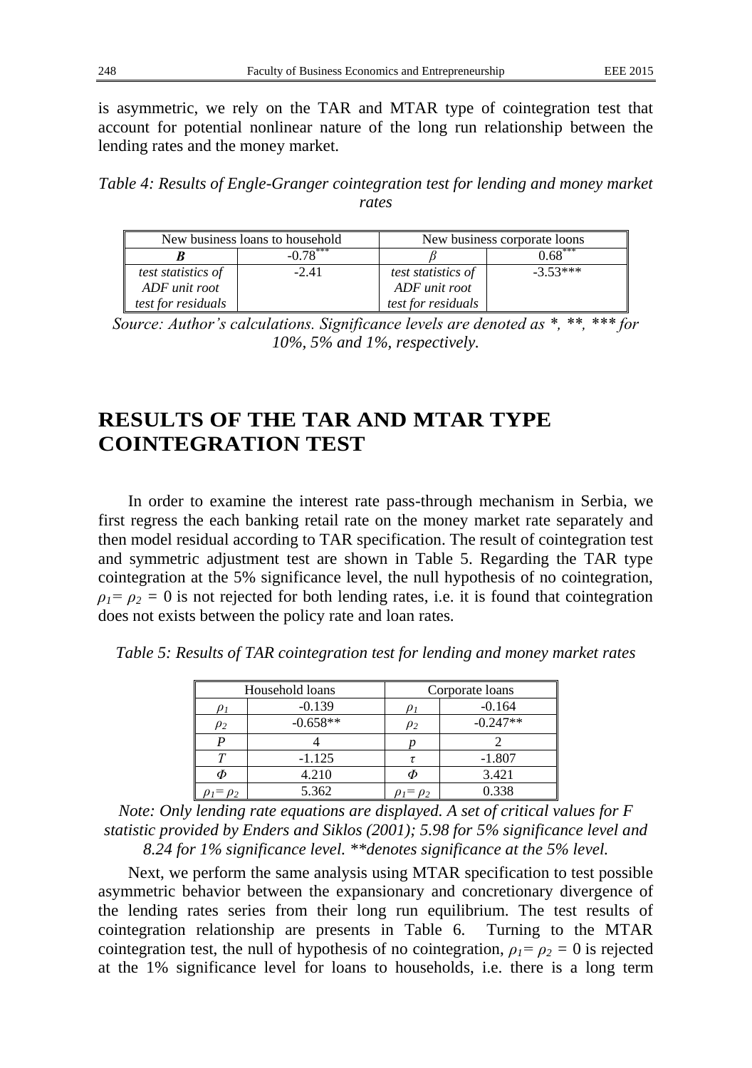is asymmetric, we rely on the TAR and MTAR type of cointegration test that account for potential nonlinear nature of the long run relationship between the lending rates and the money market.

*Table 4: Results of Engle-Granger cointegration test for lending and money market rates*

| New business loans to household | | New business corporate loons | |
|---|---|---|---|
| ***B*** | $-0.78^{***}$ | $\beta$ | $0.68^{***}$ |
| *test statistics of ADF unit root test for residuals* | -2.41 | *test statistics of ADF unit root test for residuals* | -3.53*** |

*Source: Author's calculations. Significance levels are denoted as *, **, *** for 10%, 5% and 1%, respectively.*

# RESULTS OF THE TAR AND MTAR TYPE COINTEGRATION TEST

In order to examine the interest rate pass-through mechanism in Serbia, we first regress the each banking retail rate on the money market rate separately and then model residual according to TAR specification. The result of cointegration test and symmetric adjustment test are shown in Table 5. Regarding the TAR type cointegration at the 5% significance level, the null hypothesis of no cointegration, $\rho_1 = \rho_2 = 0$ is not rejected for both lending rates, i.e. it is found that cointegration does not exists between the policy rate and loan rates.

*Table 5: Results of TAR cointegration test for lending and money market rates*

| Household loans | | Corporate loans | |
|---|---|---|---|
| $\rho_1$ | -0.139 | $\rho_1$ | -0.164 |
| $\rho_2$ | -0.658** | $\rho_2$ | -0.247** |
| *P* | 4 | *p* | 2 |
| *T* | -1.125 | $\tau$ | -1.807 |
| $\Phi$ | 4.210 | $\Phi$ | 3.421 |
| $\rho_1 = \rho_2$ | 5.362 | $\rho_1 = \rho_2$ | 0.338 |

*Note: Only lending rate equations are displayed. A set of critical values for F statistic provided by Enders and Siklos (2001); 5.98 for 5% significance level and 8.24 for 1% significance level. **denotes significance at the 5% level.*

Next, we perform the same analysis using MTAR specification to test possible asymmetric behavior between the expansionary and concretionary divergence of the lending rates series from their long run equilibrium. The test results of cointegration relationship are presents in Table 6. Turning to the MTAR cointegration test, the null of hypothesis of no cointegration, $\rho_1 = \rho_2 = 0$ is rejected at the 1% significance level for loans to households, i.e. there is a long term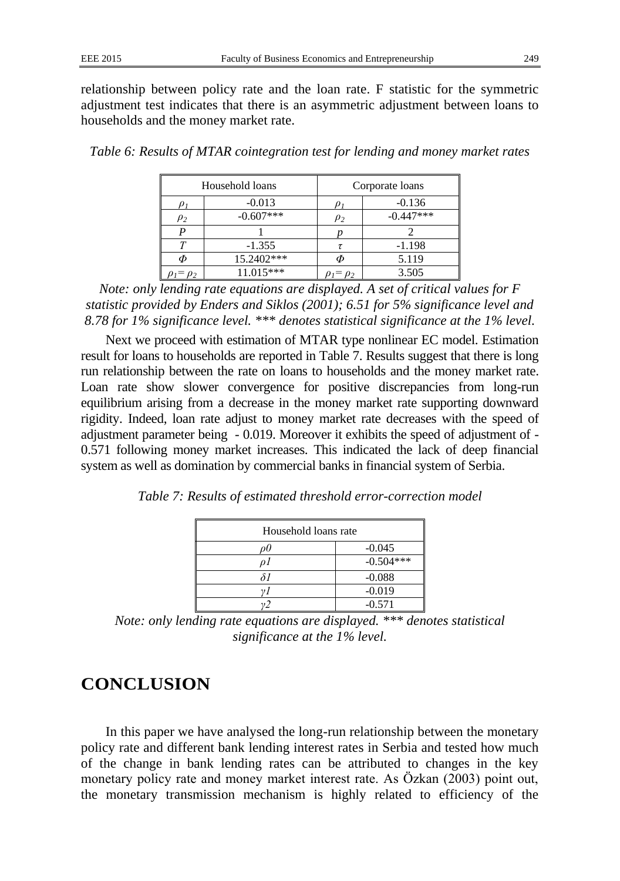relationship between policy rate and the loan rate. F statistic for the symmetric adjustment test indicates that there is an asymmetric adjustment between loans to households and the money market rate.

*Table 6: Results of MTAR cointegration test for lending and money market rates*

| Household loans | | Corporate loans | |
|---|---|---|---|
| $\rho_1$ | -0.013 | $\rho_1$ | -0.136 |
| $\rho_2$ | -0.607*** | $\rho_2$ | -0.447*** |
| $P$ | 1 | $p$ | 2 |
| $T$ | -1.355 | $\tau$ | -1.198 |
| $\Phi$ | 15.2402*** | $\Phi$ | 5.119 |
| $\rho_1 = \rho_2$ | 11.015*** | $\rho_1 = \rho_2$ | 3.505 |

*Note: only lending rate equations are displayed. A set of critical values for F statistic provided by Enders and Siklos (2001); 6.51 for 5% significance level and 8.78 for 1% significance level. *** denotes statistical significance at the 1% level.*

Next we proceed with estimation of MTAR type nonlinear EC model. Estimation result for loans to households are reported in Table 7. Results suggest that there is long run relationship between the rate on loans to households and the money market rate. Loan rate show slower convergence for positive discrepancies from long-run equilibrium arising from a decrease in the money market rate supporting downward rigidity. Indeed, loan rate adjust to money market rate decreases with the speed of adjustment parameter being - 0.019. Moreover it exhibits the speed of adjustment of -0.571 following money market increases. This indicated the lack of deep financial system as well as domination by commercial banks in financial system of Serbia.

*Table 7: Results of estimated threshold error-correction model*

| Household loans rate | |
|---|---|
| $\rho 0$ | -0.045 |
| $\rho 1$ | -0.504*** |
| $\delta 1$ | -0.088 |
| $\gamma 1$ | -0.019 |
| $\gamma 2$ | -0.571 |

*Note: only lending rate equations are displayed. *** denotes statistical significance at the 1% level.*

# CONCLUSION

In this paper we have analysed the long-run relationship between the monetary policy rate and different bank lending interest rates in Serbia and tested how much of the change in bank lending rates can be attributed to changes in the key monetary policy rate and money market interest rate. As Özkan (2003) point out, the monetary transmission mechanism is highly related to efficiency of the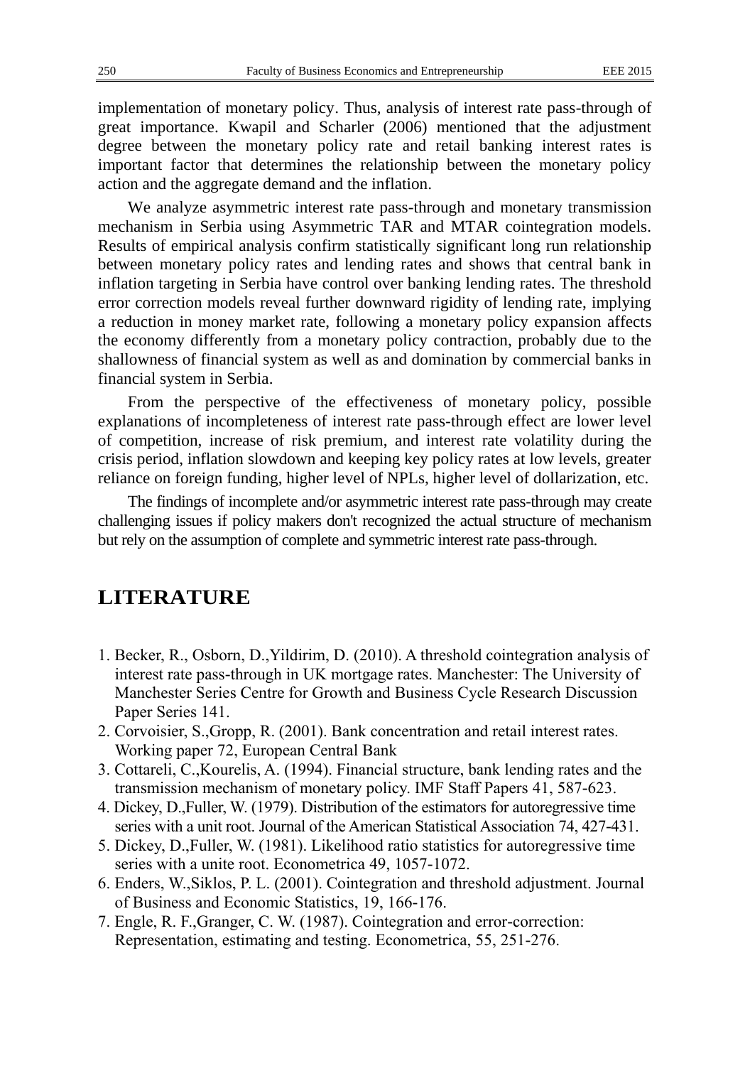implementation of monetary policy. Thus, analysis of interest rate pass-through of great importance. Kwapil and Scharler (2006) mentioned that the adjustment degree between the monetary policy rate and retail banking interest rates is important factor that determines the relationship between the monetary policy action and the aggregate demand and the inflation.

We analyze asymmetric interest rate pass-through and monetary transmission mechanism in Serbia using Asymmetric TAR and MTAR cointegration models. Results of empirical analysis confirm statistically significant long run relationship between monetary policy rates and lending rates and shows that central bank in inflation targeting in Serbia have control over banking lending rates. The threshold error correction models reveal further downward rigidity of lending rate, implying a reduction in money market rate, following a monetary policy expansion affects the economy differently from a monetary policy contraction, probably due to the shallowness of financial system as well as and domination by commercial banks in financial system in Serbia.

From the perspective of the effectiveness of monetary policy, possible explanations of incompleteness of interest rate pass-through effect are lower level of competition, increase of risk premium, and interest rate volatility during the crisis period, inflation slowdown and keeping key policy rates at low levels, greater reliance on foreign funding, higher level of NPLs, higher level of dollarization, etc.

The findings of incomplete and/or asymmetric interest rate pass-through may create challenging issues if policy makers don't recognized the actual structure of mechanism but rely on the assumption of complete and symmetric interest rate pass-through.

## LITERATURE

1. Becker, R., Osborn, D.,Yildirim, D. (2010). A threshold cointegration analysis of interest rate pass-through in UK mortgage rates. Manchester: The University of Manchester Series Centre for Growth and Business Cycle Research Discussion Paper Series 141.
2. Corvoisier, S.,Gropp, R. (2001). Bank concentration and retail interest rates. Working paper 72, European Central Bank
3. Cottareli, C.,Kourelis, A. (1994). Financial structure, bank lending rates and the transmission mechanism of monetary policy. IMF Staff Papers 41, 587-623.
4. Dickey, D.,Fuller, W. (1979). Distribution of the estimators for autoregressive time series with a unit root. Journal of the American Statistical Association 74, 427-431.
5. Dickey, D.,Fuller, W. (1981). Likelihood ratio statistics for autoregressive time series with a unite root. Econometrica 49, 1057-1072.
6. Enders, W.,Siklos, P. L. (2001). Cointegration and threshold adjustment. Journal of Business and Economic Statistics, 19, 166-176.
7. Engle, R. F.,Granger, C. W. (1987). Cointegration and error-correction: Representation, estimating and testing. Econometrica, 55, 251-276.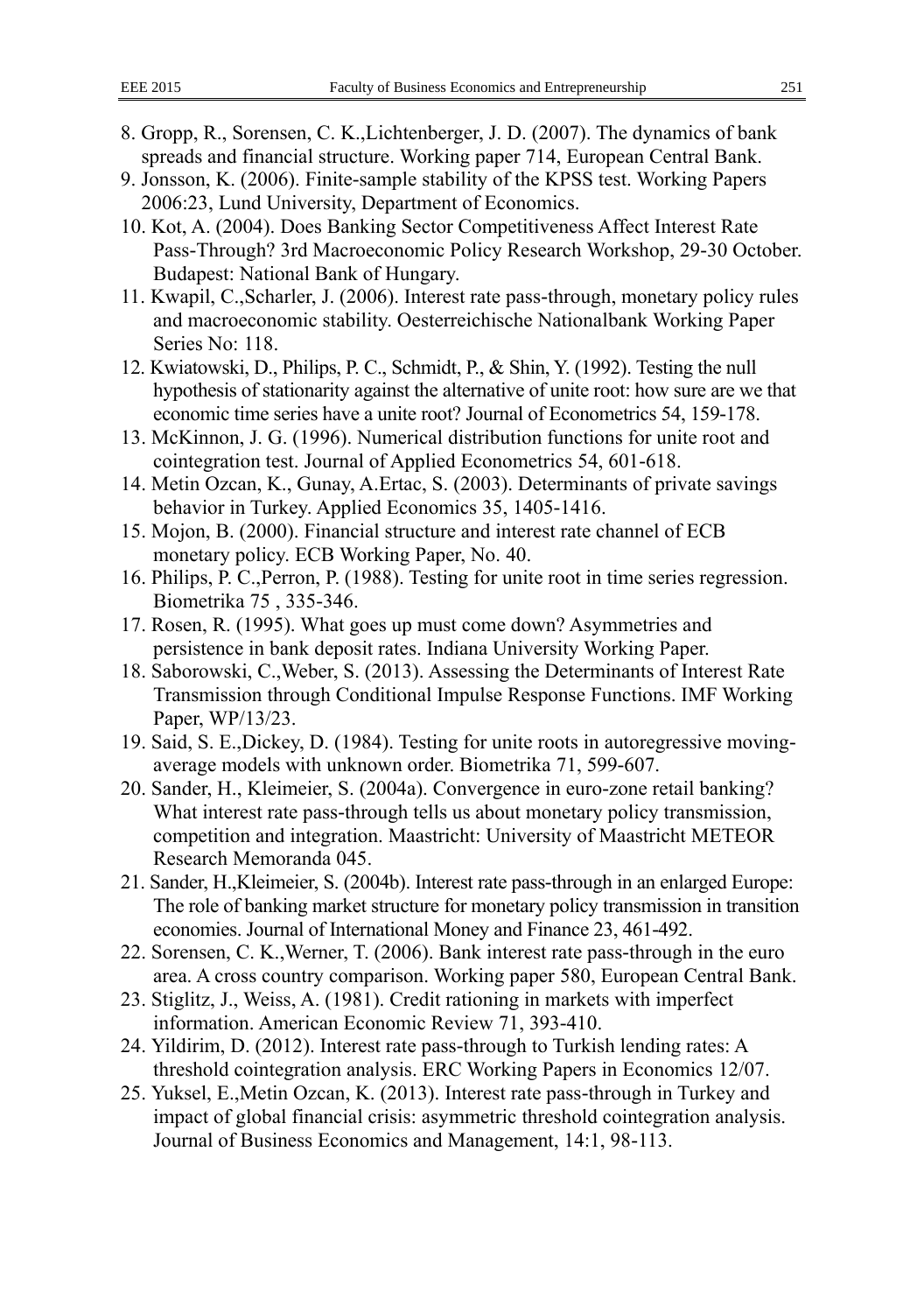8. Gropp, R., Sorensen, C. K.,Lichtenberger, J. D. (2007). The dynamics of bank spreads and financial structure. Working paper 714, European Central Bank.
9. Jonsson, K. (2006). Finite-sample stability of the KPSS test. Working Papers 2006:23, Lund University, Department of Economics.
10. Kot, A. (2004). Does Banking Sector Competitiveness Affect Interest Rate Pass-Through? 3rd Macroeconomic Policy Research Workshop, 29-30 October. Budapest: National Bank of Hungary.
11. Kwapil, C.,Scharler, J. (2006). Interest rate pass-through, monetary policy rules and macroeconomic stability. Oesterreichische Nationalbank Working Paper Series No: 118.
12. Kwiatowski, D., Philips, P. C., Schmidt, P., & Shin, Y. (1992). Testing the null hypothesis of stationarity against the alternative of unite root: how sure are we that economic time series have a unite root? Journal of Econometrics 54, 159-178.
13. McKinnon, J. G. (1996). Numerical distribution functions for unite root and cointegration test. Journal of Applied Econometrics 54, 601-618.
14. Metin Ozcan, K., Gunay, A.Ertac, S. (2003). Determinants of private savings behavior in Turkey. Applied Economics 35, 1405-1416.
15. Mojon, B. (2000). Financial structure and interest rate channel of ECB monetary policy. ECB Working Paper, No. 40.
16. Philips, P. C.,Perron, P. (1988). Testing for unite root in time series regression. Biometrika 75 , 335-346.
17. Rosen, R. (1995). What goes up must come down? Asymmetries and persistence in bank deposit rates. Indiana University Working Paper.
18. Saborowski, C.,Weber, S. (2013). Assessing the Determinants of Interest Rate Transmission through Conditional Impulse Response Functions. IMF Working Paper, WP/13/23.
19. Said, S. E.,Dickey, D. (1984). Testing for unite roots in autoregressive moving-average models with unknown order. Biometrika 71, 599-607.
20. Sander, H., Kleimeier, S. (2004a). Convergence in euro-zone retail banking? What interest rate pass-through tells us about monetary policy transmission, competition and integration. Maastricht: University of Maastricht METEOR Research Memoranda 045.
21. Sander, H.,Kleimeier, S. (2004b). Interest rate pass-through in an enlarged Europe: The role of banking market structure for monetary policy transmission in transition economies. Journal of International Money and Finance 23, 461-492.
22. Sorensen, C. K.,Werner, T. (2006). Bank interest rate pass-through in the euro area. A cross country comparison. Working paper 580, European Central Bank.
23. Stiglitz, J., Weiss, A. (1981). Credit rationing in markets with imperfect information. American Economic Review 71, 393-410.
24. Yildirim, D. (2012). Interest rate pass-through to Turkish lending rates: A threshold cointegration analysis. ERC Working Papers in Economics 12/07.
25. Yuksel, E.,Metin Ozcan, K. (2013). Interest rate pass-through in Turkey and impact of global financial crisis: asymmetric threshold cointegration analysis. Journal of Business Economics and Management, 14:1, 98-113.